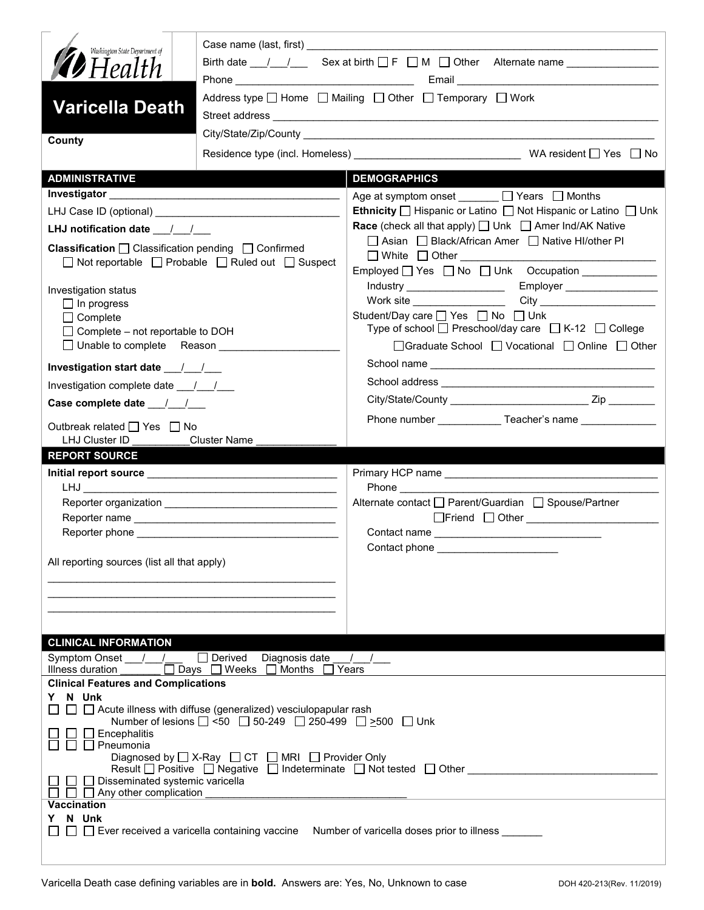Washington State Department of Health

# Varicella Death

**County**

Case name (last, first) ______________________________

Birth date ___/___/___ Sex at birth ☐ F ☐ M ☐ Other Alternate name ______________

Phone ______________________ Email ______________________

Address type ☐ Home ☐ Mailing ☐ Other ☐ Temporary ☐ Work

Street address ______________________________

City/State/Zip/County ______________________________

Residence type (incl. Homeless) ______________________ WA resident ☐ Yes ☐ No

## ADMINISTRATIVE

**Investigator** ______________________________

LHJ Case ID (optional) ______________________________

**LHJ notification date** ___/___/___

**Classification** ☐ Classification pending ☐ Confirmed ☐ Not reportable ☐ Probable ☐ Ruled out ☐ Suspect

Investigation status
- ☐ In progress
- ☐ Complete
- ☐ Complete – not reportable to DOH
- ☐ Unable to complete Reason ______________

**Investigation start date** ___/___/___

Investigation complete date ___/___/___

**Case complete date** ___/___/___

Outbreak related ☐ Yes ☐ No
LHJ Cluster ID __________ Cluster Name ______________

## DEMOGRAPHICS

Age at symptom onset _______ ☐ Years ☐ Months

**Ethnicity** ☐ Hispanic or Latino ☐ Not Hispanic or Latino ☐ Unk

**Race** (check all that apply) ☐ Unk ☐ Amer Ind/AK Native ☐ Asian ☐ Black/African Amer ☐ Native HI/other PI ☐ White ☐ Other ______________

Employed ☐ Yes ☐ No ☐ Unk Occupation ______________
Industry ______________ Employer ______________
Work site ______________ City ______________

Student/Day care ☐ Yes ☐ No ☐ Unk
Type of school ☐ Preschool/day care ☐ K-12 ☐ College ☐ Graduate School ☐ Vocational ☐ Online ☐ Other
School name ______________________________
School address ______________________________
City/State/County ______________ Zip ________
Phone number ___________ Teacher's name ______________

## REPORT SOURCE

**Initial report source** ______________________________
LHJ ______________________________
Reporter organization ______________________________
Reporter name ______________________________
Reporter phone ______________________________

All reporting sources (list all that apply)
______________________________
______________________________
______________________________

Primary HCP name ______________________________
Phone ______________________________

Alternate contact ☐ Parent/Guardian ☐ Spouse/Partner ☐ Friend ☐ Other ______________
Contact name ______________________________
Contact phone ______________________________

## CLINICAL INFORMATION

Symptom Onset ___/___/___ ☐ Derived Diagnosis date ___/___/___
Illness duration _______ ☐ Days ☐ Weeks ☐ Months ☐ Years

**Clinical Features and Complications**

Y N Unk
- ☐ ☐ ☐ Acute illness with diffuse (generalized) vesciulopapular rash
  Number of lesions ☐ <50 ☐ 50-249 ☐ 250-499 ☐ ≥500 ☐ Unk
- ☐ ☐ ☐ Encephalitis
- ☐ ☐ ☐ Pneumonia
  Diagnosed by ☐ X-Ray ☐ CT ☐ MRI ☐ Provider Only
  Result ☐ Positive ☐ Negative ☐ Indeterminate ☐ Not tested ☐ Other ______________
- ☐ ☐ ☐ Disseminated systemic varicella
- ☐ ☐ ☐ Any other complication ______________

**Vaccination**

Y N Unk
- ☐ ☐ ☐ Ever received a varicella containing vaccine Number of varicella doses prior to illness _______

Varicella Death case defining variables are in **bold**. Answers are: Yes, No, Unknown to case

DOH 420-213(Rev. 11/2019)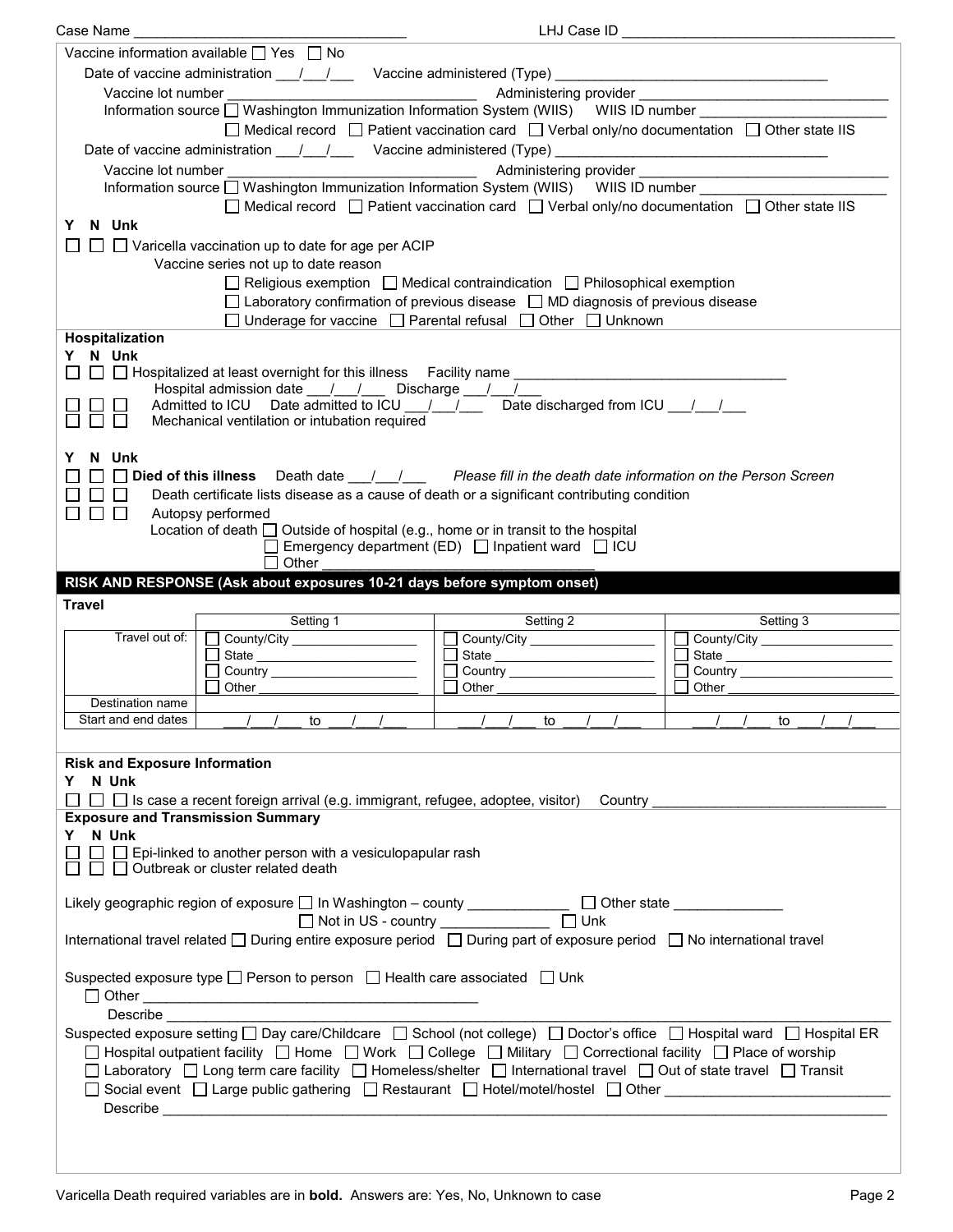Case Name ___________________________________ LHJ Case ID ___________________________________

Vaccine information available ☐ Yes ☐ No

Date of vaccine administration ___/___/___ Vaccine administered (Type) ___________________________________

Vaccine lot number _______________________________ Administering provider _______________________________

Information source ☐ Washington Immunization Information System (WIIS) WIIS ID number _______________________

☐ Medical record ☐ Patient vaccination card ☐ Verbal only/no documentation ☐ Other state IIS

Date of vaccine administration ___/___/___ Vaccine administered (Type) ___________________________________

Vaccine lot number _______________________________ Administering provider _______________________________

Information source ☐ Washington Immunization Information System (WIIS) WIIS ID number _______________________

☐ Medical record ☐ Patient vaccination card ☐ Verbal only/no documentation ☐ Other state IIS

**Y N Unk**

☐ ☐ ☐ Varicella vaccination up to date for age per ACIP

Vaccine series not up to date reason

☐ Religious exemption ☐ Medical contraindication ☐ Philosophical exemption

☐ Laboratory confirmation of previous disease ☐ MD diagnosis of previous disease

☐ Underage for vaccine ☐ Parental refusal ☐ Other ☐ Unknown

**Hospitalization**

**Y N Unk**

☐ ☐ ☐ Hospitalized at least overnight for this illness Facility name ___________________________________

Hospital admission date ___/___/___ Discharge ___/___/___

☐ ☐ ☐ Admitted to ICU Date admitted to ICU ___/___/___ Date discharged from ICU ___/___/___

☐ ☐ ☐ Mechanical ventilation or intubation required

**Y N Unk**

☐ ☐ ☐ **Died of this illness** Death date ___/___/___ *Please fill in the death date information on the Person Screen*

☐ ☐ ☐ Death certificate lists disease as a cause of death or a significant contributing condition

☐ ☐ ☐ Autopsy performed

Location of death ☐ Outside of hospital (e.g., home or in transit to the hospital

☐ Emergency department (ED) ☐ Inpatient ward ☐ ICU

☐ Other ___________________________________

## RISK AND RESPONSE (Ask about exposures 10-21 days before symptom onset)

**Travel**

| | Setting 1 | Setting 2 | Setting 3 |
|---|---|---|---|
| Travel out of: | ☐ County/City ________ ☐ State ________ ☐ Country ________ ☐ Other ________ | ☐ County/City ________ ☐ State ________ ☐ Country ________ ☐ Other ________ | ☐ County/City ________ ☐ State ________ ☐ Country ________ ☐ Other ________ |
| Destination name | | | |
| Start and end dates | ___/___/___ to ___/___/___ | ___/___/___ to ___/___/___ | ___/___/___ to ___/___/___ |

**Risk and Exposure Information**

**Y N Unk**

☐ ☐ ☐ Is case a recent foreign arrival (e.g. immigrant, refugee, adoptee, visitor) Country _____________________________

**Exposure and Transmission Summary**

**Y N Unk**

☐ ☐ ☐ Epi-linked to another person with a vesiculopapular rash

☐ ☐ ☐ Outbreak or cluster related death

Likely geographic region of exposure ☐ In Washington – county _____________ ☐ Other state _____________

☐ Not in US - country _____________ ☐ Unk

International travel related ☐ During entire exposure period ☐ During part of exposure period ☐ No international travel

Suspected exposure type ☐ Person to person ☐ Health care associated ☐ Unk

☐ Other ___________________________________________

Describe ___________________________________________________________________________________________

Suspected exposure setting ☐ Day care/Childcare ☐ School (not college) ☐ Doctor's office ☐ Hospital ward ☐ Hospital ER

☐ Hospital outpatient facility ☐ Home ☐ Work ☐ College ☐ Military ☐ Correctional facility ☐ Place of worship

☐ Laboratory ☐ Long term care facility ☐ Homeless/shelter ☐ International travel ☐ Out of state travel ☐ Transit

☐ Social event ☐ Large public gathering ☐ Restaurant ☐ Hotel/motel/hostel ☐ Other ____________________________

Describe ___________________________________________________________________________________________

Varicella Death required variables are in **bold.** Answers are: Yes, No, Unknown to case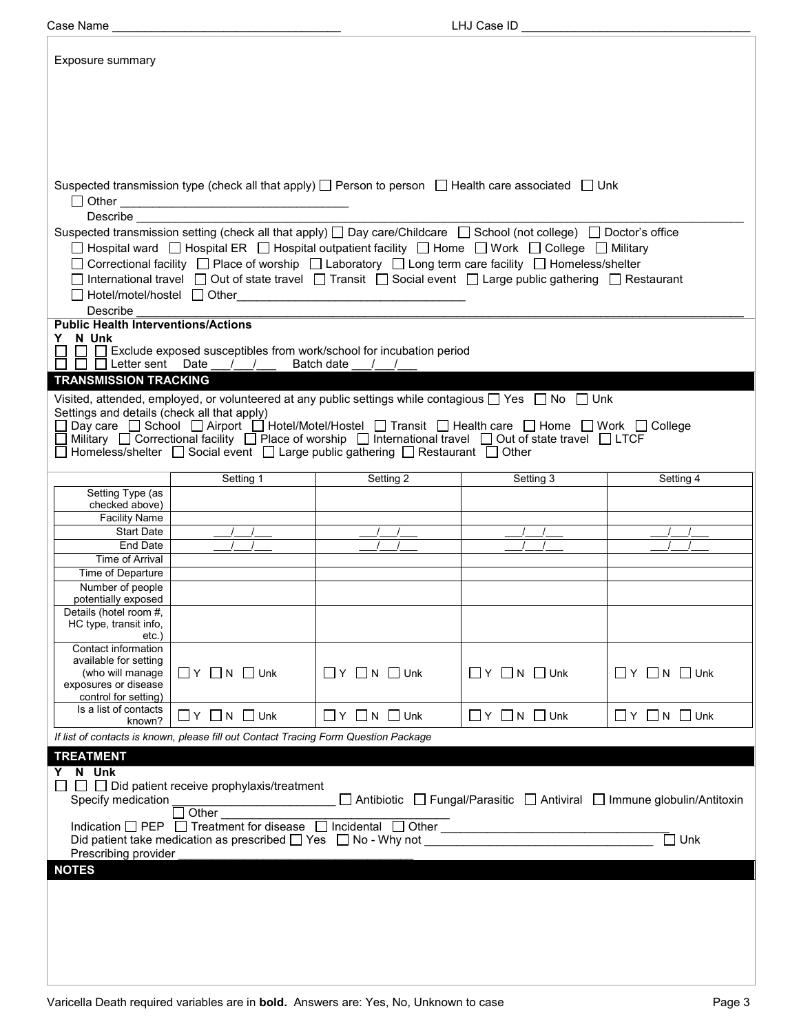Case Name ________________________________ LHJ Case ID ________________________________

Exposure summary

Suspected transmission type (check all that apply) ☐ Person to person ☐ Health care associated ☐ Unk

☐ Other ________________________________

Describe ________________________________

Suspected transmission setting (check all that apply) ☐ Day care/Childcare ☐ School (not college) ☐ Doctor's office

☐ Hospital ward ☐ Hospital ER ☐ Hospital outpatient facility ☐ Home ☐ Work ☐ College ☐ Military

☐ Correctional facility ☐ Place of worship ☐ Laboratory ☐ Long term care facility ☐ Homeless/shelter

☐ International travel ☐ Out of state travel ☐ Transit ☐ Social event ☐ Large public gathering ☐ Restaurant

☐ Hotel/motel/hostel ☐ Other________________________________

Describe ________________________________

**Public Health Interventions/Actions**

**Y N Unk**

☐ ☐ ☐ Exclude exposed susceptibles from work/school for incubation period

☐ ☐ ☐ Letter sent Date ___/___/___ Batch date ___/___/___

## TRANSMISSION TRACKING

Visited, attended, employed, or volunteered at any public settings while contagious ☐ Yes ☐ No ☐ Unk

Settings and details (check all that apply)

☐ Day care ☐ School ☐ Airport ☐ Hotel/Motel/Hostel ☐ Transit ☐ Health care ☐ Home ☐ Work ☐ College

☐ Military ☐ Correctional facility ☐ Place of worship ☐ International travel ☐ Out of state travel ☐ LTCF

☐ Homeless/shelter ☐ Social event ☐ Large public gathering ☐ Restaurant ☐ Other

| | Setting 1 | Setting 2 | Setting 3 | Setting 4 |
|---|---|---|---|---|
| Setting Type (as checked above) | | | | |
| Facility Name | | | | |
| Start Date | ___/___/___ | ___/___/___ | ___/___/___ | ___/___/___ |
| End Date | ___/___/___ | ___/___/___ | ___/___/___ | ___/___/___ |
| Time of Arrival | | | | |
| Time of Departure | | | | |
| Number of people potentially exposed | | | | |
| Details (hotel room #, HC type, transit info, etc.) | | | | |
| Contact information available for setting (who will manage exposures or disease control for setting) | ☐ Y ☐ N ☐ Unk | ☐ Y ☐ N ☐ Unk | ☐ Y ☐ N ☐ Unk | ☐ Y ☐ N ☐ Unk |
| Is a list of contacts known? | ☐ Y ☐ N ☐ Unk | ☐ Y ☐ N ☐ Unk | ☐ Y ☐ N ☐ Unk | ☐ Y ☐ N ☐ Unk |

*If list of contacts is known, please fill out Contact Tracing Form Question Package*

## TREATMENT

**Y N Unk**

☐ ☐ ☐ Did patient receive prophylaxis/treatment

Specify medication ________________________ ☐ Antibiotic ☐ Fungal/Parasitic ☐ Antiviral ☐ Immune globulin/Antitoxin

☐ Other ________________________________

Indication ☐ PEP ☐ Treatment for disease ☐ Incidental ☐ Other ________________________________

Did patient take medication as prescribed ☐ Yes ☐ No - Why not ________________________________ ☐ Unk

Prescribing provider ________________________________

## NOTES

Varicella Death required variables are in **bold**. Answers are: Yes, No, Unknown to case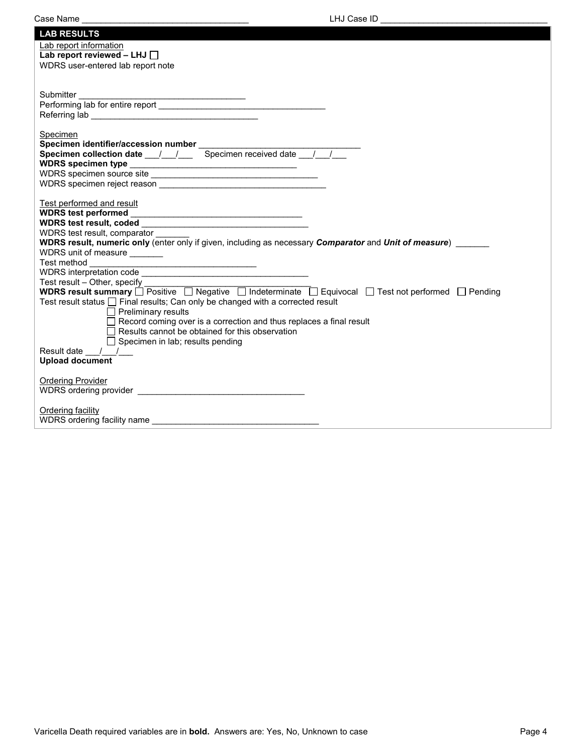Case Name ___________________________________ LHJ Case ID ___________________________________

## LAB RESULTS

Lab report information

**Lab report reviewed – LHJ** ☐

WDRS user-entered lab report note

Submitter ___________________________________

Performing lab for entire report ___________________________________

Referring lab ___________________________________

Specimen

**Specimen identifier/accession number** ___________________________________

**Specimen collection date** ___/___/___ Specimen received date ___/___/___

**WDRS specimen type** ___________________________________

WDRS specimen source site ___________________________________

WDRS specimen reject reason ___________________________________

Test performed and result

**WDRS test performed** ___________________________________

**WDRS test result, coded** ___________________________________

WDRS test result, comparator _______

**WDRS result, numeric only** (enter only if given, including as necessary ***Comparator*** and ***Unit of measure***) _______

WDRS unit of measure _______

Test method ___________________________________

WDRS interpretation code ___________________________________

Test result – Other, specify ___________________________________

**WDRS result summary** ☐ Positive ☐ Negative ☐ Indeterminate ☐ Equivocal ☐ Test not performed ☐ Pending

Test result status ☐ Final results; Can only be changed with a corrected result
- ☐ Preliminary results
- ☐ Record coming over is a correction and thus replaces a final result
- ☐ Results cannot be obtained for this observation
- ☐ Specimen in lab; results pending

Result date ___/___/___

**Upload document**

Ordering Provider

WDRS ordering provider ___________________________________

Ordering facility

WDRS ordering facility name ___________________________________

Varicella Death required variables are in **bold.** Answers are: Yes, No, Unknown to case